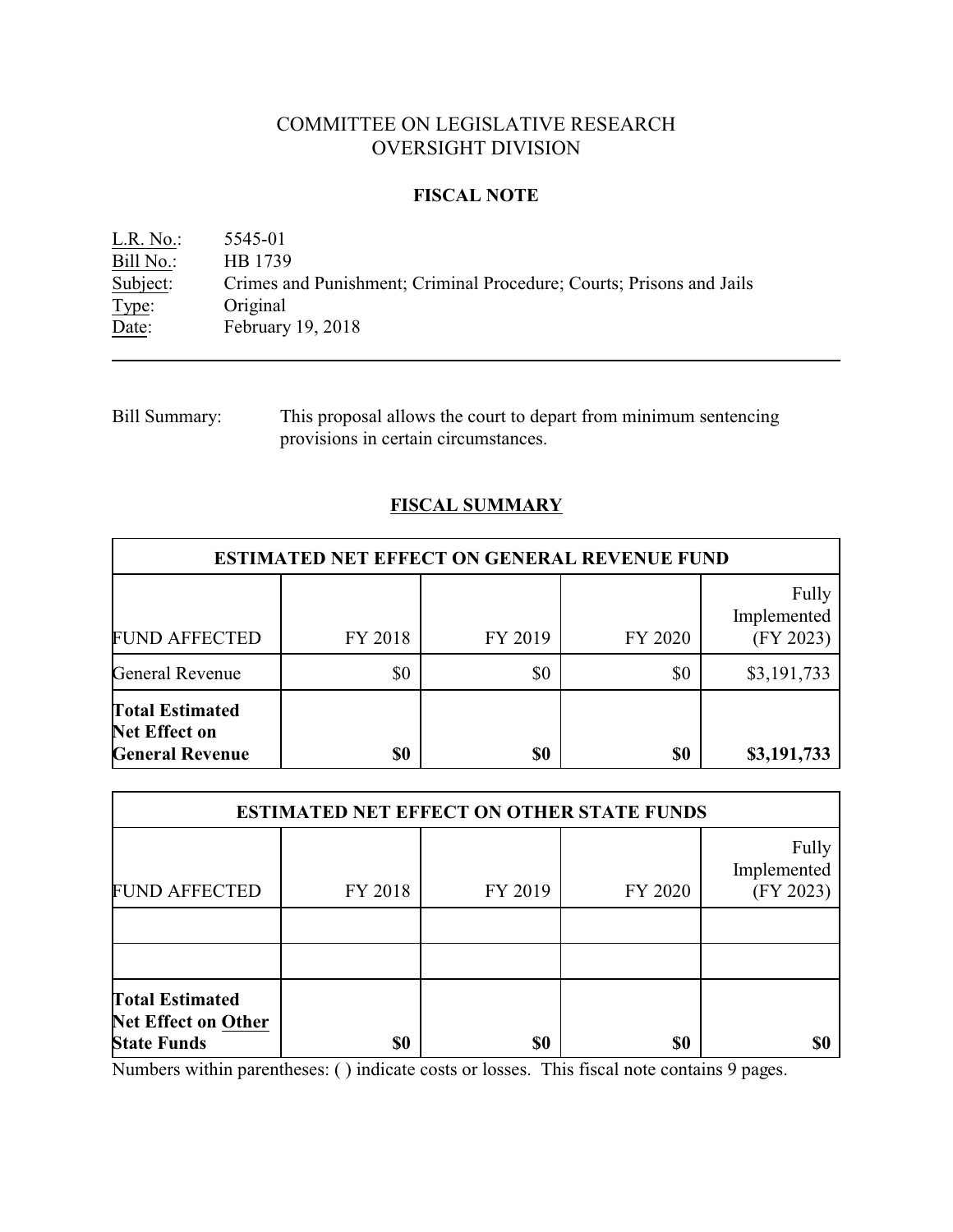# COMMITTEE ON LEGISLATIVE RESEARCH
# OVERSIGHT DIVISION

## FISCAL NOTE

L.R. No.: 5545-01
Bill No.: HB 1739
Subject: Crimes and Punishment; Criminal Procedure; Courts; Prisons and Jails
Type: Original
Date: February 19, 2018

---

Bill Summary: This proposal allows the court to depart from minimum sentencing provisions in certain circumstances.

## FISCAL SUMMARY

| ESTIMATED NET EFFECT ON GENERAL REVENUE FUND | | | | |
|---|---|---|---|---|
| FUND AFFECTED | FY 2018 | FY 2019 | FY 2020 | Fully Implemented (FY 2023) |
| General Revenue | $0 | $0 | $0 | $3,191,733 |
| **Total Estimated Net Effect on General Revenue** | **$0** | **$0** | **$0** | **$3,191,733** |

| ESTIMATED NET EFFECT ON OTHER STATE FUNDS | | | | |
|---|---|---|---|---|
| FUND AFFECTED | FY 2018 | FY 2019 | FY 2020 | Fully Implemented (FY 2023) |
| | | | | |
| | | | | |
| **Total Estimated Net Effect on Other State Funds** | **$0** | **$0** | **$0** | **$0** |

Numbers within parentheses: ( ) indicate costs or losses. This fiscal note contains 9 pages.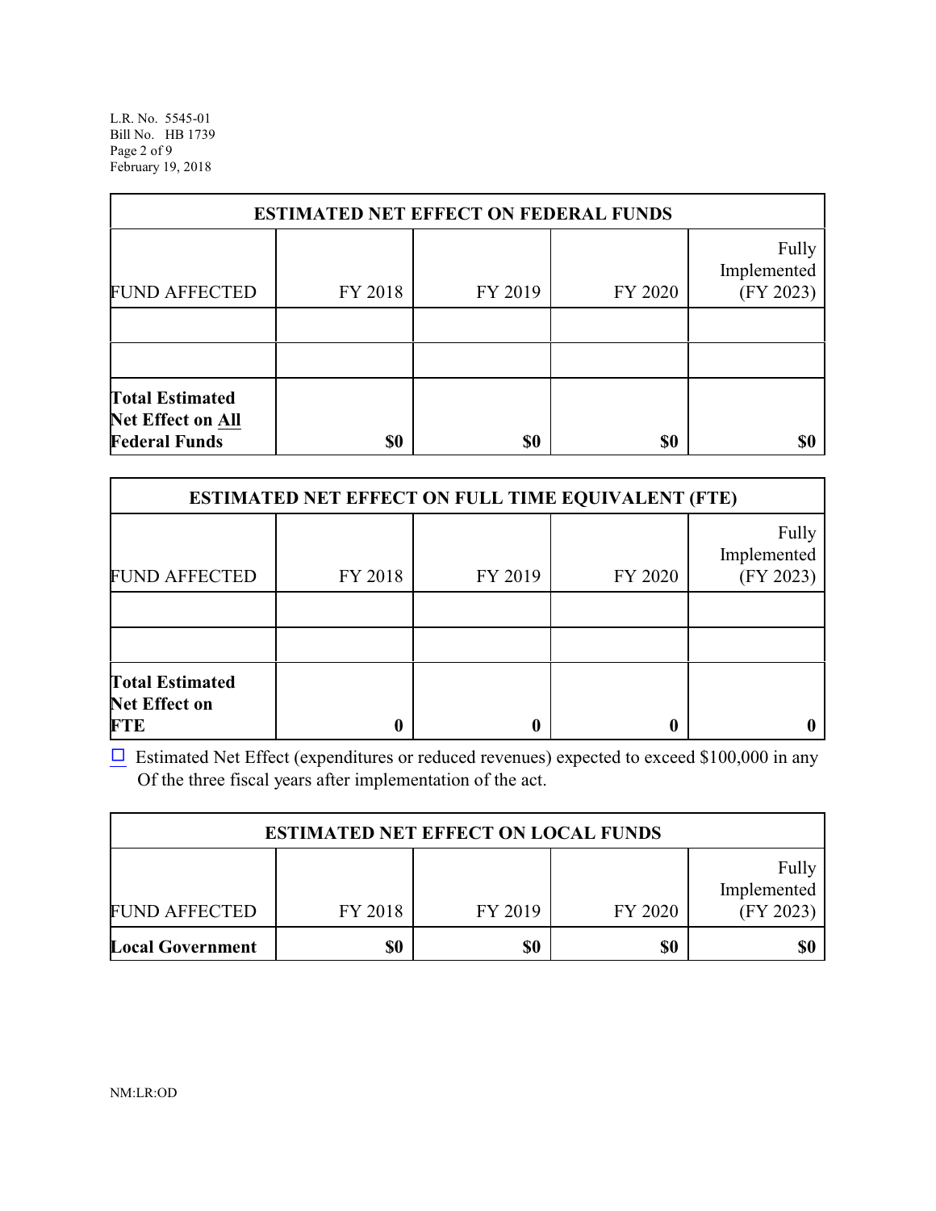| ESTIMATED NET EFFECT ON FEDERAL FUNDS | | | | |
|---|---|---|---|---|
| FUND AFFECTED | FY 2018 | FY 2019 | FY 2020 | Fully Implemented (FY 2023) |
| | | | | |
| | | | | |
| **Total Estimated Net Effect on All Federal Funds** | **$0** | **$0** | **$0** | **$0** |

| ESTIMATED NET EFFECT ON FULL TIME EQUIVALENT (FTE) | | | | |
|---|---|---|---|---|
| FUND AFFECTED | FY 2018 | FY 2019 | FY 2020 | Fully Implemented (FY 2023) |
| | | | | |
| | | | | |
| **Total Estimated Net Effect on FTE** | **0** | **0** | **0** | **0** |

☐ Estimated Net Effect (expenditures or reduced revenues) expected to exceed $100,000 in any Of the three fiscal years after implementation of the act.

| ESTIMATED NET EFFECT ON LOCAL FUNDS | | | | |
|---|---|---|---|---|
| FUND AFFECTED | FY 2018 | FY 2019 | FY 2020 | Fully Implemented (FY 2023) |
| **Local Government** | **$0** | **$0** | **$0** | **$0** |

NM:LR:OD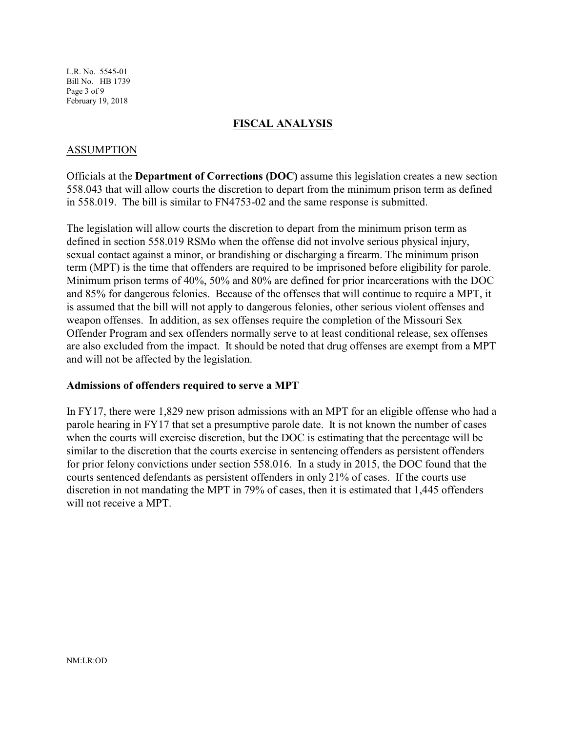## FISCAL ANALYSIS

### ASSUMPTION

Officials at the **Department of Corrections (DOC)** assume this legislation creates a new section 558.043 that will allow courts the discretion to depart from the minimum prison term as defined in 558.019. The bill is similar to FN4753-02 and the same response is submitted.

The legislation will allow courts the discretion to depart from the minimum prison term as defined in section 558.019 RSMo when the offense did not involve serious physical injury, sexual contact against a minor, or brandishing or discharging a firearm. The minimum prison term (MPT) is the time that offenders are required to be imprisoned before eligibility for parole. Minimum prison terms of 40%, 50% and 80% are defined for prior incarcerations with the DOC and 85% for dangerous felonies. Because of the offenses that will continue to require a MPT, it is assumed that the bill will not apply to dangerous felonies, other serious violent offenses and weapon offenses. In addition, as sex offenses require the completion of the Missouri Sex Offender Program and sex offenders normally serve to at least conditional release, sex offenses are also excluded from the impact. It should be noted that drug offenses are exempt from a MPT and will not be affected by the legislation.

**Admissions of offenders required to serve a MPT**

In FY17, there were 1,829 new prison admissions with an MPT for an eligible offense who had a parole hearing in FY17 that set a presumptive parole date. It is not known the number of cases when the courts will exercise discretion, but the DOC is estimating that the percentage will be similar to the discretion that the courts exercise in sentencing offenders as persistent offenders for prior felony convictions under section 558.016. In a study in 2015, the DOC found that the courts sentenced defendants as persistent offenders in only 21% of cases. If the courts use discretion in not mandating the MPT in 79% of cases, then it is estimated that 1,445 offenders will not receive a MPT.

NM:LR:OD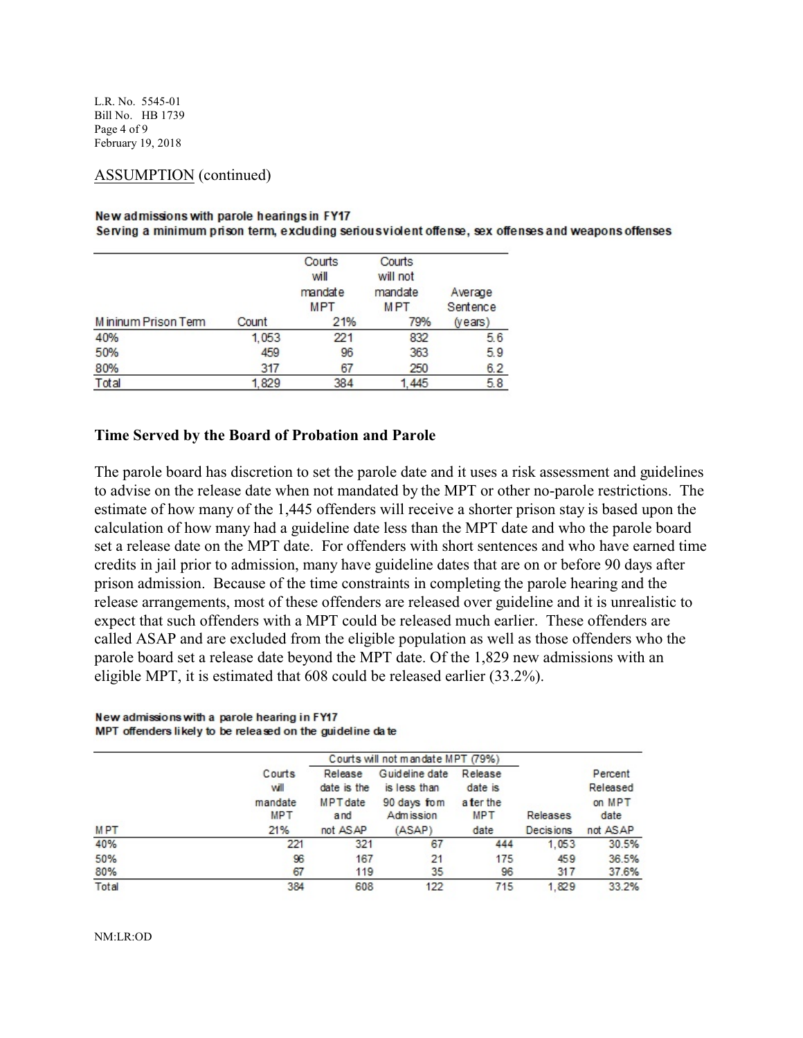ASSUMPTION (continued)

**New admissions with parole hearings in FY17**
**Serving a minimum prison term, excluding serious violent offense, sex offenses and weapons offenses**

| Mininum Prison Term | Count | Courts will mandate MPT 21% | Courts will not mandate MPT 79% | Average Sentence (years) |
|---|---|---|---|---|
| 40% | 1,053 | 221 | 832 | 5.6 |
| 50% | 459 | 96 | 363 | 5.9 |
| 80% | 317 | 67 | 250 | 6.2 |
| Total | 1,829 | 384 | 1,445 | 5.8 |

**Time Served by the Board of Probation and Parole**

The parole board has discretion to set the parole date and it uses a risk assessment and guidelines to advise on the release date when not mandated by the MPT or other no-parole restrictions. The estimate of how many of the 1,445 offenders will receive a shorter prison stay is based upon the calculation of how many had a guideline date less than the MPT date and who the parole board set a release date on the MPT date. For offenders with short sentences and who have earned time credits in jail prior to admission, many have guideline dates that are on or before 90 days after prison admission. Because of the time constraints in completing the parole hearing and the release arrangements, most of these offenders are released over guideline and it is unrealistic to expect that such offenders with a MPT could be released much earlier. These offenders are called ASAP and are excluded from the eligible population as well as those offenders who the parole board set a release date beyond the MPT date. Of the 1,829 new admissions with an eligible MPT, it is estimated that 608 could be released earlier (33.2%).

**New admissions with a parole hearing in FY17**
**MPT offenders likely to be released on the guideline date**

| | | Courts will not mandate MPT (79%) | | | | |
|---|---|---|---|---|---|---|
| MPT | Courts will mandate MPT 21% | Release date is the MPT date and not ASAP | Guideline date is less than 90 days from Admission (ASAP) | Release date is after the MPT date | Releases Decisions | Percent Released on MPT date not ASAP |
| 40% | 221 | 321 | 67 | 444 | 1,053 | 30.5% |
| 50% | 96 | 167 | 21 | 175 | 459 | 36.5% |
| 80% | 67 | 119 | 35 | 96 | 317 | 37.6% |
| Total | 384 | 608 | 122 | 715 | 1,829 | 33.2% |

NM:LR:OD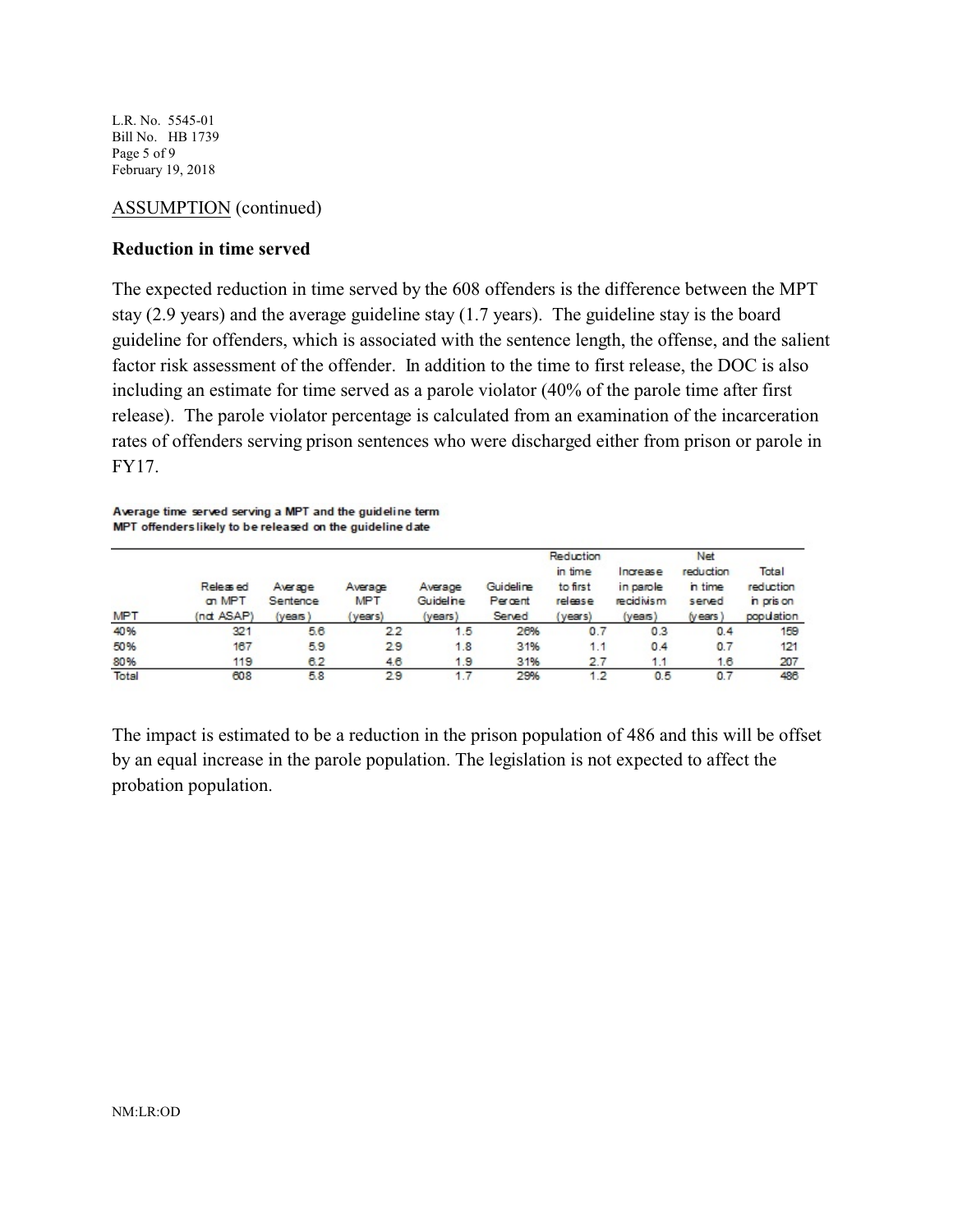ASSUMPTION (continued)

**Reduction in time served**

The expected reduction in time served by the 608 offenders is the difference between the MPT stay (2.9 years) and the average guideline stay (1.7 years). The guideline stay is the board guideline for offenders, which is associated with the sentence length, the offense, and the salient factor risk assessment of the offender. In addition to the time to first release, the DOC is also including an estimate for time served as a parole violator (40% of the parole time after first release). The parole violator percentage is calculated from an examination of the incarceration rates of offenders serving prison sentences who were discharged either from prison or parole in FY17.

**Average time served serving a MPT and the guideline term**
**MPT offenders likely to be released on the guideline date**

| MPT | Released on MPT (not ASAP) | Average Sentence (years) | Average MPT (years) | Average Guideline (years) | Guideline Percent Served | Reduction in time to first release (years) | Increase in parole recidivism (years) | Net reduction in time served (years) | Total reduction in prison population |
|---|---|---|---|---|---|---|---|---|---|
| 40% | 321 | 5.6 | 2.2 | 1.5 | 26% | 0.7 | 0.3 | 0.4 | 159 |
| 50% | 167 | 5.9 | 2.9 | 1.8 | 31% | 1.1 | 0.4 | 0.7 | 121 |
| 80% | 119 | 6.2 | 4.6 | 1.9 | 31% | 2.7 | 1.1 | 1.6 | 207 |
| Total | 608 | 5.8 | 2.9 | 1.7 | 29% | 1.2 | 0.5 | 0.7 | 486 |

The impact is estimated to be a reduction in the prison population of 486 and this will be offset by an equal increase in the parole population. The legislation is not expected to affect the probation population.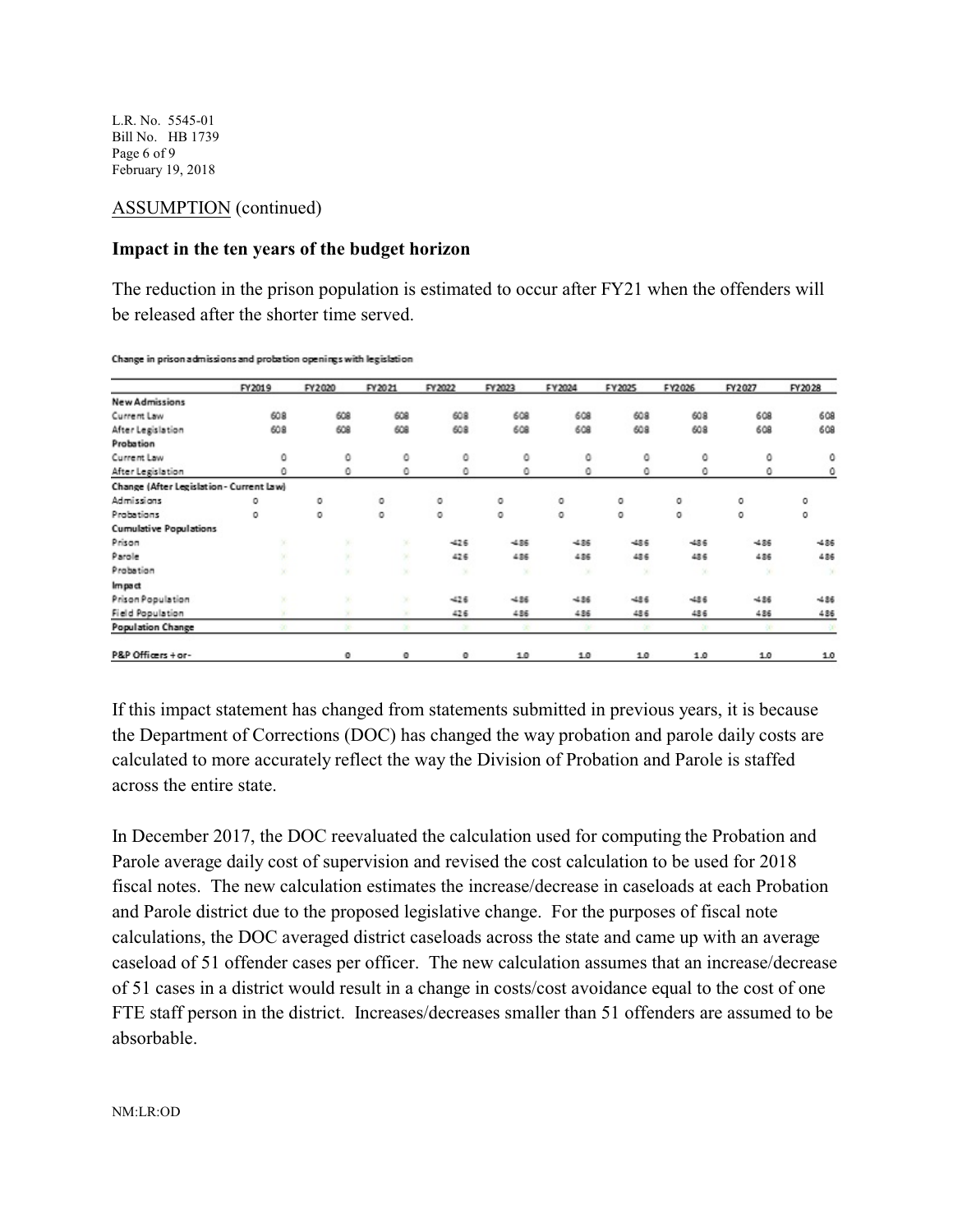ASSUMPTION (continued)

**Impact in the ten years of the budget horizon**

The reduction in the prison population is estimated to occur after FY21 when the offenders will be released after the shorter time served.

Change in prison admissions and probation openings with legislation

| | FY2019 | FY2020 | FY2021 | FY2022 | FY2023 | FY2024 | FY2025 | FY2026 | FY2027 | FY2028 |
|---|---|---|---|---|---|---|---|---|---|---|
| **New Admissions** | | | | | | | | | | |
| Current Law | 608 | 608 | 608 | 608 | 608 | 608 | 608 | 608 | 608 | 608 |
| After Legislation | 608 | 608 | 608 | 608 | 608 | 608 | 608 | 608 | 608 | 608 |
| **Probation** | | | | | | | | | | |
| Current Law | 0 | 0 | 0 | 0 | 0 | 0 | 0 | 0 | 0 | 0 |
| After Legislation | 0 | 0 | 0 | 0 | 0 | 0 | 0 | 0 | 0 | 0 |
| **Change (After Legislation - Current Law)** | | | | | | | | | | |
| Admissions | 0 | 0 | 0 | 0 | 0 | 0 | 0 | 0 | 0 | 0 |
| Probations | 0 | 0 | 0 | 0 | 0 | 0 | 0 | 0 | 0 | 0 |
| **Cumulative Populations** | | | | | | | | | | |
| Prison | 0 | 0 | 0 | -426 | -486 | -486 | -486 | -486 | -486 | -486 |
| Parole | 0 | 0 | 0 | 426 | 486 | 486 | 486 | 486 | 486 | 486 |
| Probation | 0 | 0 | 0 | 0 | 0 | 0 | 0 | 0 | 0 | 0 |
| **Impact** | | | | | | | | | | |
| Prison Population | 0 | 0 | 0 | -426 | -486 | -486 | -486 | -486 | -486 | -486 |
| Field Population | 0 | 0 | 0 | 426 | 486 | 486 | 486 | 486 | 486 | 486 |
| **Population Change** | 0 | 0 | 0 | 0 | 0 | 0 | 0 | 0 | 0 | 0 |
| P&P Officers + or- | | 0 | 0 | 0 | 1.0 | 1.0 | 1.0 | 1.0 | 1.0 | 1.0 |

If this impact statement has changed from statements submitted in previous years, it is because the Department of Corrections (DOC) has changed the way probation and parole daily costs are calculated to more accurately reflect the way the Division of Probation and Parole is staffed across the entire state.

In December 2017, the DOC reevaluated the calculation used for computing the Probation and Parole average daily cost of supervision and revised the cost calculation to be used for 2018 fiscal notes. The new calculation estimates the increase/decrease in caseloads at each Probation and Parole district due to the proposed legislative change. For the purposes of fiscal note calculations, the DOC averaged district caseloads across the state and came up with an average caseload of 51 offender cases per officer. The new calculation assumes that an increase/decrease of 51 cases in a district would result in a change in costs/cost avoidance equal to the cost of one FTE staff person in the district. Increases/decreases smaller than 51 offenders are assumed to be absorbable.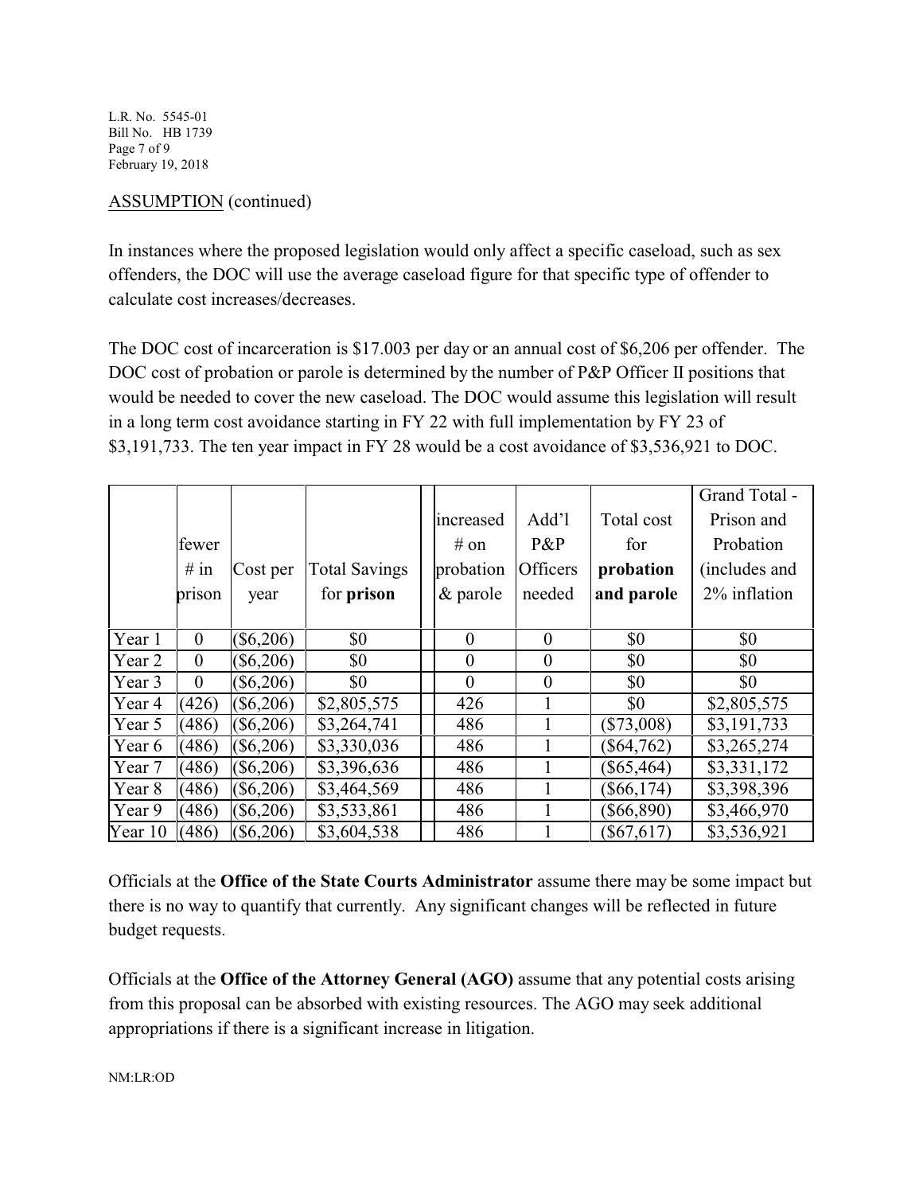ASSUMPTION (continued)

In instances where the proposed legislation would only affect a specific caseload, such as sex offenders, the DOC will use the average caseload figure for that specific type of offender to calculate cost increases/decreases.

The DOC cost of incarceration is $17.003 per day or an annual cost of $6,206 per offender. The DOC cost of probation or parole is determined by the number of P&P Officer II positions that would be needed to cover the new caseload. The DOC would assume this legislation will result in a long term cost avoidance starting in FY 22 with full implementation by FY 23 of $3,191,733. The ten year impact in FY 28 would be a cost avoidance of $3,536,921 to DOC.

| | fewer # in prison | Cost per year | Total Savings for **prison** | increased # on probation & parole | Add'l P&P Officers needed | Total cost for **probation and parole** | Grand Total - Prison and Probation (includes and 2% inflation |
|---|---|---|---|---|---|---|---|
| Year 1 | 0 | ($6,206) | $0 | 0 | 0 | $0 | $0 |
| Year 2 | 0 | ($6,206) | $0 | 0 | 0 | $0 | $0 |
| Year 3 | 0 | ($6,206) | $0 | 0 | 0 | $0 | $0 |
| Year 4 | (426) | ($6,206) | $2,805,575 | 426 | 1 | $0 | $2,805,575 |
| Year 5 | (486) | ($6,206) | $3,264,741 | 486 | 1 | ($73,008) | $3,191,733 |
| Year 6 | (486) | ($6,206) | $3,330,036 | 486 | 1 | ($64,762) | $3,265,274 |
| Year 7 | (486) | ($6,206) | $3,396,636 | 486 | 1 | ($65,464) | $3,331,172 |
| Year 8 | (486) | ($6,206) | $3,464,569 | 486 | 1 | ($66,174) | $3,398,396 |
| Year 9 | (486) | ($6,206) | $3,533,861 | 486 | 1 | ($66,890) | $3,466,970 |
| Year 10 | (486) | ($6,206) | $3,604,538 | 486 | 1 | ($67,617) | $3,536,921 |

Officials at the **Office of the State Courts Administrator** assume there may be some impact but there is no way to quantify that currently. Any significant changes will be reflected in future budget requests.

Officials at the **Office of the Attorney General (AGO)** assume that any potential costs arising from this proposal can be absorbed with existing resources. The AGO may seek additional appropriations if there is a significant increase in litigation.

NM:LR:OD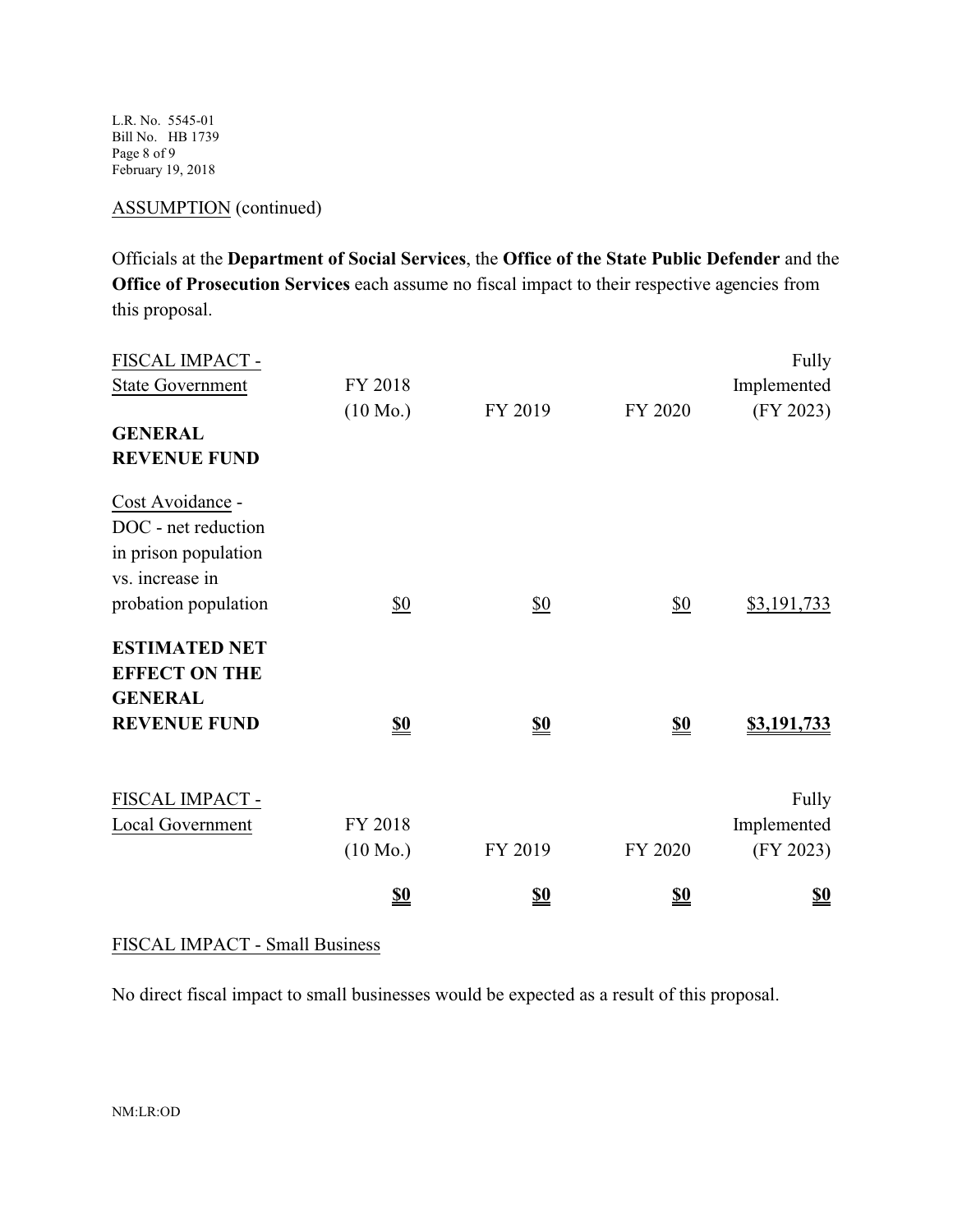ASSUMPTION (continued)

Officials at the **Department of Social Services**, the **Office of the State Public Defender** and the **Office of Prosecution Services** each assume no fiscal impact to their respective agencies from this proposal.

| FISCAL IMPACT - State Government | FY 2018 (10 Mo.) | FY 2019 | FY 2020 | Fully Implemented (FY 2023) |
|---|---|---|---|---|
| **GENERAL REVENUE FUND** | | | | |
| Cost Avoidance - DOC - net reduction in prison population vs. increase in probation population | $0 | $0 | $0 | $3,191,733 |
| **ESTIMATED NET EFFECT ON THE GENERAL REVENUE FUND** | **$0** | **$0** | **$0** | **$3,191,733** |

| FISCAL IMPACT - Local Government | FY 2018 (10 Mo.) | FY 2019 | FY 2020 | Fully Implemented (FY 2023) |
|---|---|---|---|---|
| | **$0** | **$0** | **$0** | **$0** |

FISCAL IMPACT - Small Business

No direct fiscal impact to small businesses would be expected as a result of this proposal.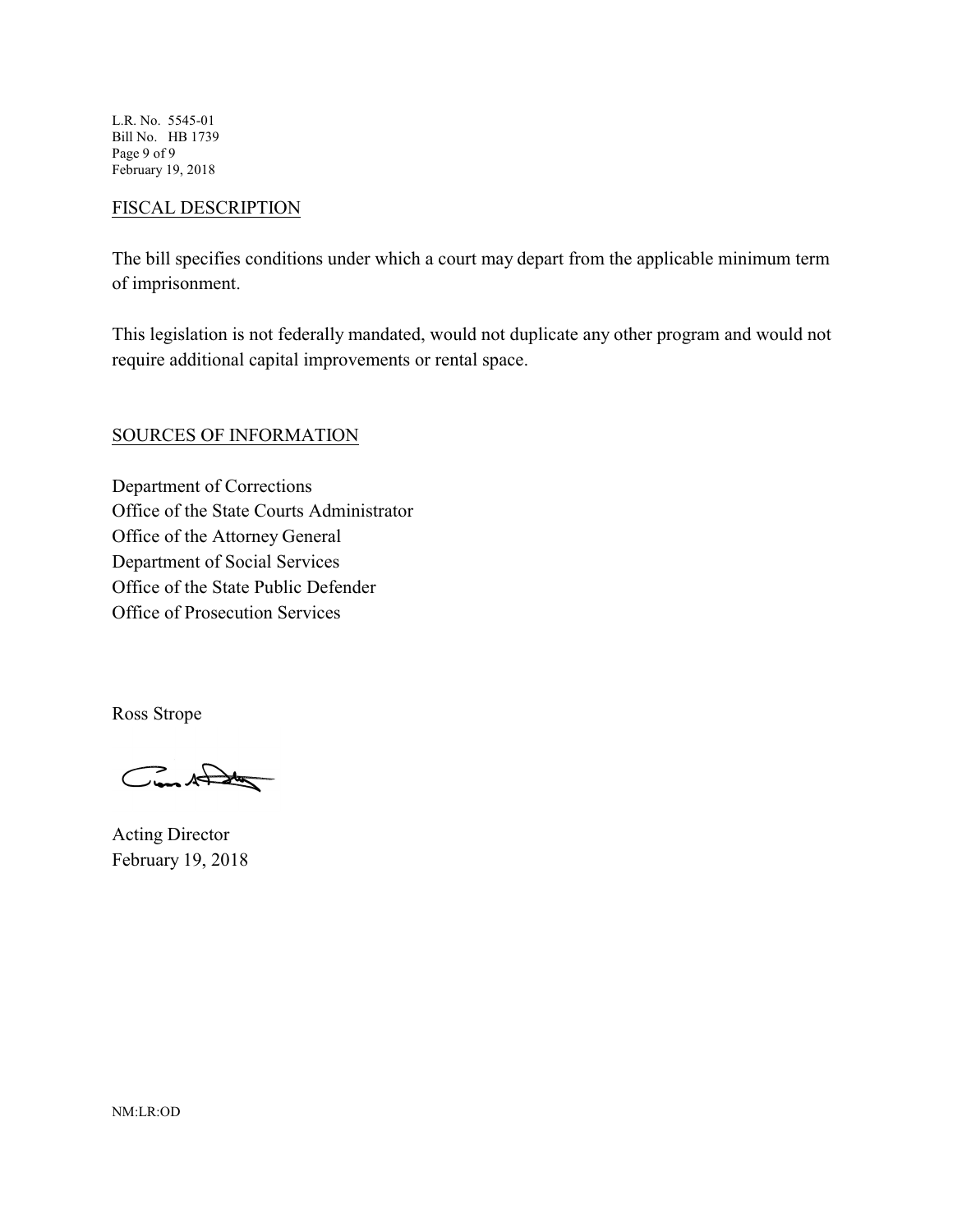FISCAL DESCRIPTION

The bill specifies conditions under which a court may depart from the applicable minimum term of imprisonment.

This legislation is not federally mandated, would not duplicate any other program and would not require additional capital improvements or rental space.

SOURCES OF INFORMATION

Department of Corrections
Office of the State Courts Administrator
Office of the Attorney General
Department of Social Services
Office of the State Public Defender
Office of Prosecution Services

Ross Strope

Acting Director
February 19, 2018

NM:LR:OD